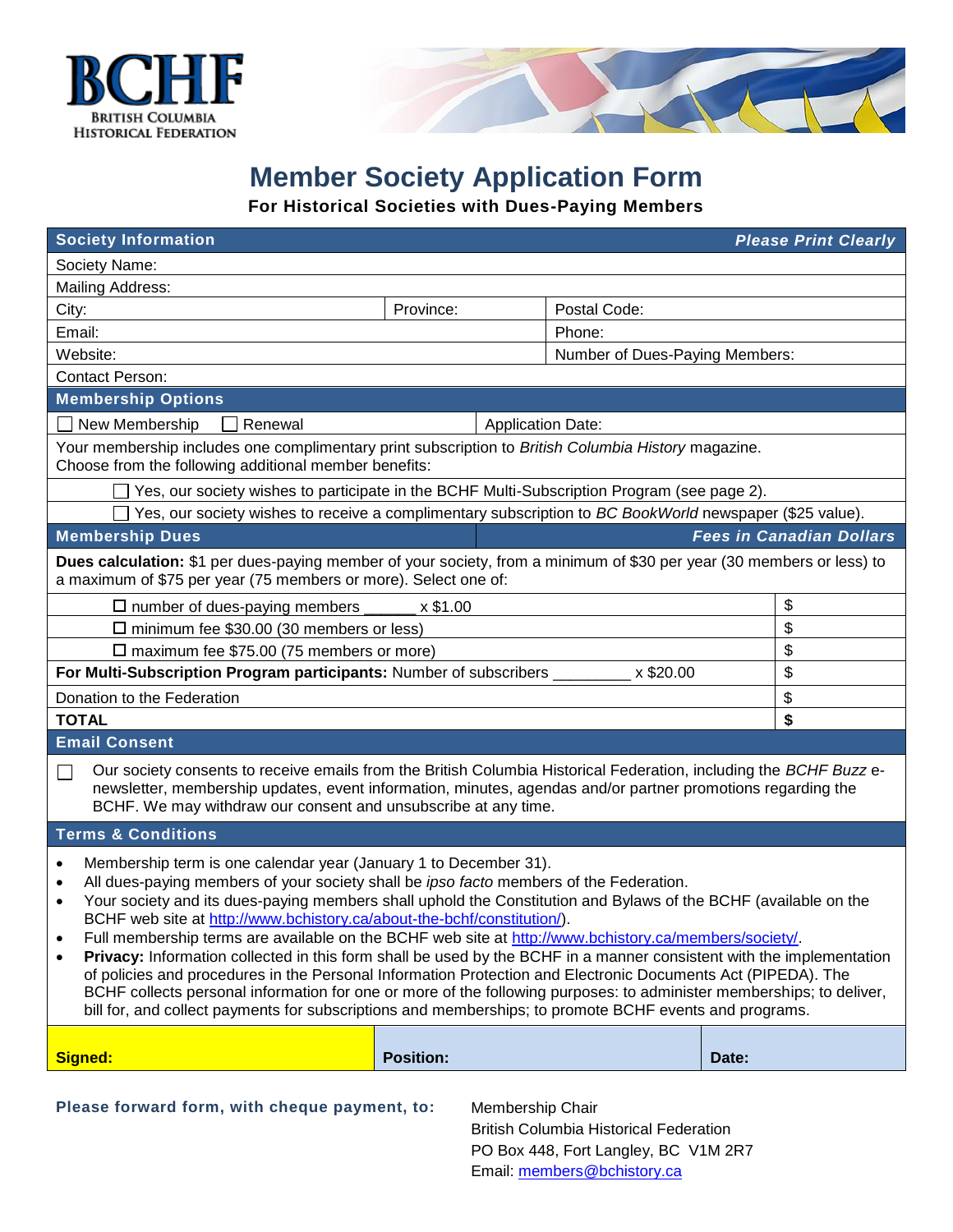**BCHF**
BRITISH COLUMBIA HISTORICAL FEDERATION

# Member Society Application Form

**For Historical Societies with Dues-Paying Members**

| **Society Information** | | | **Please Print Clearly** |
|---|---|---|---|
| Society Name: | | | |
| Mailing Address: | | | |
| City: | Province: | Postal Code: | |
| Email: | | Phone: | |
| Website: | | Number of Dues-Paying Members: | |
| Contact Person: | | | |

## Membership Options

☐ New Membership ☐ Renewal | Application Date:

Your membership includes one complimentary print subscription to *British Columbia History* magazine. Choose from the following additional member benefits:

- ☐ Yes, our society wishes to participate in the BCHF Multi-Subscription Program (see page 2).
- ☐ Yes, our society wishes to receive a complimentary subscription to *BC BookWorld* newspaper ($25 value).

## Membership Dues

***Fees in Canadian Dollars***

**Dues calculation:** $1 per dues-paying member of your society, from a minimum of $30 per year (30 members or less) to a maximum of $75 per year (75 members or more). Select one of:

| | |
|---|---|
| ☐ number of dues-paying members ______ x $1.00 | $ |
| ☐ minimum fee $30.00 (30 members or less) | $ |
| ☐ maximum fee $75.00 (75 members or more) | $ |
| **For Multi-Subscription Program participants:** Number of subscribers _________ x $20.00 | $ |
| Donation to the Federation | $ |
| **TOTAL** | **$** |

## Email Consent

☐ Our society consents to receive emails from the British Columbia Historical Federation, including the *BCHF Buzz* e-newsletter, membership updates, event information, minutes, agendas and/or partner promotions regarding the BCHF. We may withdraw our consent and unsubscribe at any time.

## Terms & Conditions

- Membership term is one calendar year (January 1 to December 31).
- All dues-paying members of your society shall be *ipso facto* members of the Federation.
- Your society and its dues-paying members shall uphold the Constitution and Bylaws of the BCHF (available on the BCHF web site at http://www.bchistory.ca/about-the-bchf/constitution/).
- Full membership terms are available on the BCHF web site at http://www.bchistory.ca/members/society/.
- **Privacy:** Information collected in this form shall be used by the BCHF in a manner consistent with the implementation of policies and procedures in the Personal Information Protection and Electronic Documents Act (PIPEDA). The BCHF collects personal information for one or more of the following purposes: to administer memberships; to deliver, bill for, and collect payments for subscriptions and memberships; to promote BCHF events and programs.

| **Signed:** | **Position:** | **Date:** |
|---|---|---|
| | | |

**Please forward form, with cheque payment, to:**

Membership Chair
British Columbia Historical Federation
PO Box 448, Fort Langley, BC V1M 2R7
Email: members@bchistory.ca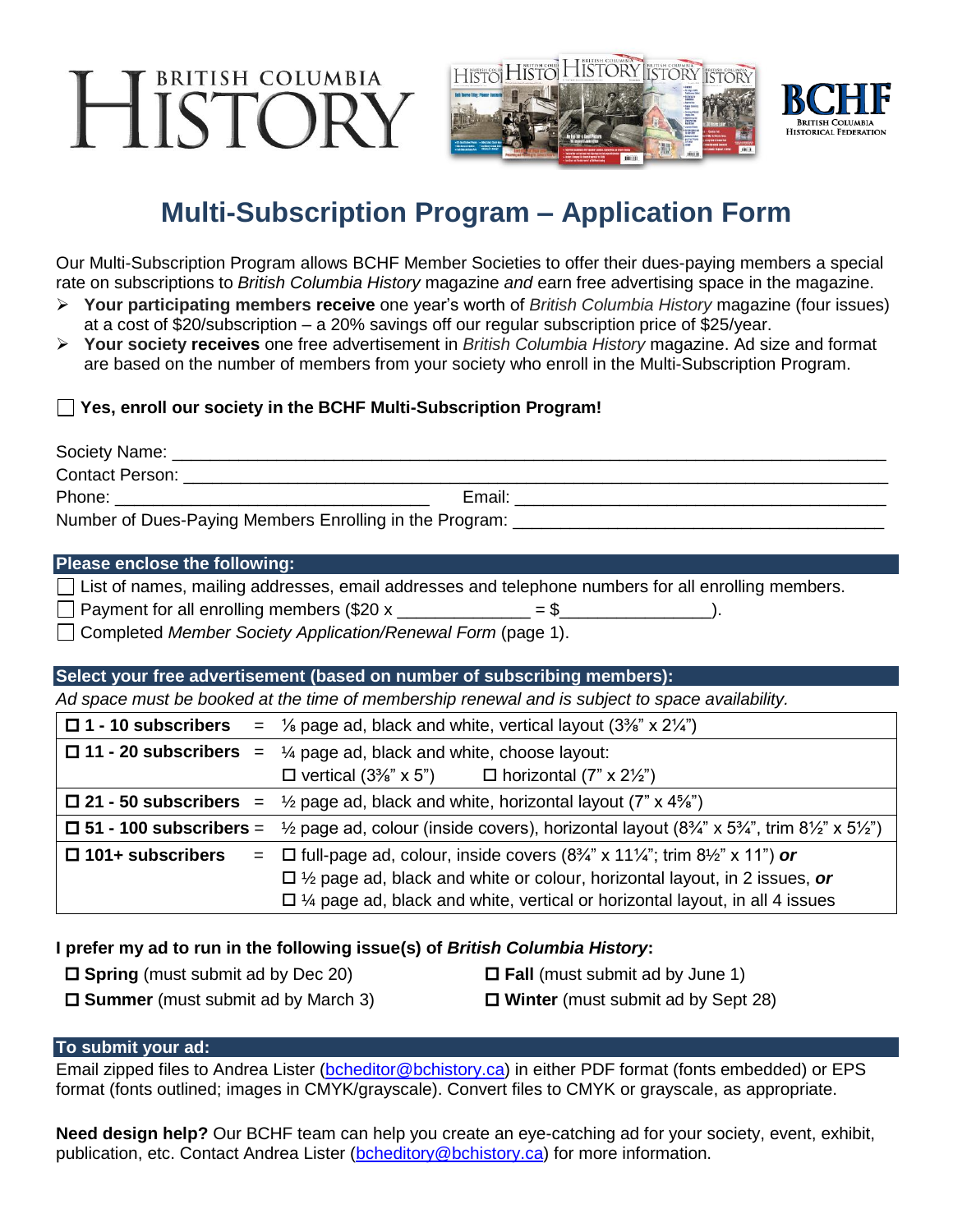BRITISH COLUMBIA HISTORY

BCHF BRITISH COLUMBIA HISTORICAL FEDERATION

# Multi-Subscription Program – Application Form

Our Multi-Subscription Program allows BCHF Member Societies to offer their dues-paying members a special rate on subscriptions to *British Columbia History* magazine *and* earn free advertising space in the magazine.

- **Your participating members receive** one year's worth of *British Columbia History* magazine (four issues) at a cost of $20/subscription – a 20% savings off our regular subscription price of $25/year.
- **Your society receives** one free advertisement in *British Columbia History* magazine. Ad size and format are based on the number of members from your society who enroll in the Multi-Subscription Program.

☐ **Yes, enroll our society in the BCHF Multi-Subscription Program!**

Society Name: ______________________________

Contact Person: ______________________________

Phone: ______________________________ Email: ______________________________

Number of Dues-Paying Members Enrolling in the Program: ______________________________

## Please enclose the following:

☐ List of names, mailing addresses, email addresses and telephone numbers for all enrolling members.

☐ Payment for all enrolling members ($20 x ____________ = $______________).

☐ Completed *Member Society Application/Renewal Form* (page 1).

## Select your free advertisement (based on number of subscribing members):

*Ad space must be booked at the time of membership renewal and is subject to space availability.*

| | | |
|---|---|---|
| ☐ **1 - 10 subscribers** | = | ⅛ page ad, black and white, vertical layout (3⅜" x 2¼") |
| ☐ **11 - 20 subscribers** | = | ¼ page ad, black and white, choose layout: ☐ vertical (3⅜" x 5") ☐ horizontal (7" x 2½") |
| ☐ **21 - 50 subscribers** | = | ½ page ad, black and white, horizontal layout (7" x 4⅝") |
| ☐ **51 - 100 subscribers** | = | ½ page ad, colour (inside covers), horizontal layout (8¾" x 5¾", trim 8½" x 5½") |
| ☐ **101+ subscribers** | = | ☐ full-page ad, colour, inside covers (8¾" x 11¼"; trim 8½" x 11") ***or*** ☐ ½ page ad, black and white or colour, horizontal layout, in 2 issues, ***or*** ☐ ¼ page ad, black and white, vertical or horizontal layout, in all 4 issues |

**I prefer my ad to run in the following issue(s) of *British Columbia History*:**

☐ **Spring** (must submit ad by Dec 20)

☐ **Summer** (must submit ad by March 3)

☐ **Fall** (must submit ad by June 1)

☐ **Winter** (must submit ad by Sept 28)

## To submit your ad:

Email zipped files to Andrea Lister (bcheditor@bchistory.ca) in either PDF format (fonts embedded) or EPS format (fonts outlined; images in CMYK/grayscale). Convert files to CMYK or grayscale, as appropriate.

**Need design help?** Our BCHF team can help you create an eye-catching ad for your society, event, exhibit, publication, etc. Contact Andrea Lister (bcheditory@bchistory.ca) for more information.